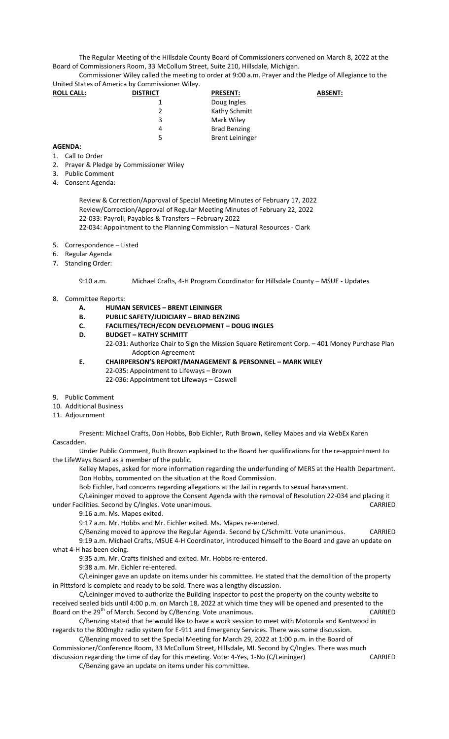The Regular Meeting of the Hillsdale County Board of Commissioners convened on March 8, 2022 at the Board of Commissioners Room, 33 McCollum Street, Suite 210, Hillsdale, Michigan.

Commissioner Wiley called the meeting to order at 9:00 a.m. Prayer and the Pledge of Allegiance to the United States of America by Commissioner Wiley.

| **ROLL CALL:** | **DISTRICT** | **PRESENT:** | **ABSENT:** |
|---|---|---|---|
| | 1 | Doug Ingles | |
| | 2 | Kathy Schmitt | |
| | 3 | Mark Wiley | |
| | 4 | Brad Benzing | |
| | 5 | Brent Leininger | |

**AGENDA:**

1. Call to Order
2. Prayer & Pledge by Commissioner Wiley
3. Public Comment
4. Consent Agenda:

   Review & Correction/Approval of Special Meeting Minutes of February 17, 2022
   Review/Correction/Approval of Regular Meeting Minutes of February 22, 2022
   22-033: Payroll, Payables & Transfers – February 2022
   22-034: Appointment to the Planning Commission – Natural Resources - Clark

5. Correspondence – Listed
6. Regular Agenda
7. Standing Order:

   9:10 a.m. Michael Crafts, 4-H Program Coordinator for Hillsdale County – MSUE - Updates

8. Committee Reports:
   - **A. HUMAN SERVICES – BRENT LEININGER**
   - **B. PUBLIC SAFETY/JUDICIARY – BRAD BENZING**
   - **C. FACILITIES/TECH/ECON DEVELOPMENT – DOUG INGLES**
   - **D. BUDGET – KATHY SCHMITT**
     22-031: Authorize Chair to Sign the Mission Square Retirement Corp. – 401 Money Purchase Plan Adoption Agreement
   - **E. CHAIRPERSON'S REPORT/MANAGEMENT & PERSONNEL – MARK WILEY**
     22-035: Appointment to Lifeways – Brown
     22-036: Appointment tot Lifeways – Caswell

9. Public Comment
10. Additional Business
11. Adjournment

Present: Michael Crafts, Don Hobbs, Bob Eichler, Ruth Brown, Kelley Mapes and via WebEx Karen Cascadden.

Under Public Comment, Ruth Brown explained to the Board her qualifications for the re-appointment to the LifeWays Board as a member of the public.

Kelley Mapes, asked for more information regarding the underfunding of MERS at the Health Department.

Don Hobbs, commented on the situation at the Road Commission.

Bob Eichler, had concerns regarding allegations at the Jail in regards to sexual harassment.

C/Leininger moved to approve the Consent Agenda with the removal of Resolution 22-034 and placing it under Facilities. Second by C/Ingles. Vote unanimous. CARRIED

9:16 a.m. Ms. Mapes exited.

9:17 a.m. Mr. Hobbs and Mr. Eichler exited. Ms. Mapes re-entered.

C/Benzing moved to approve the Regular Agenda. Second by C/Schmitt. Vote unanimous. CARRIED

9:19 a.m. Michael Crafts, MSUE 4-H Coordinator, introduced himself to the Board and gave an update on what 4-H has been doing.

9:35 a.m. Mr. Crafts finished and exited. Mr. Hobbs re-entered.

9:38 a.m. Mr. Eichler re-entered.

C/Leininger gave an update on items under his committee. He stated that the demolition of the property in Pittsford is complete and ready to be sold. There was a lengthy discussion.

C/Leininger moved to authorize the Building Inspector to post the property on the county website to received sealed bids until 4:00 p.m. on March 18, 2022 at which time they will be opened and presented to the Board on the 29th of March. Second by C/Benzing. Vote unanimous. CARRIED

C/Benzing stated that he would like to have a work session to meet with Motorola and Kentwood in regards to the 800mghz radio system for E-911 and Emergency Services. There was some discussion.

C/Benzing moved to set the Special Meeting for March 29, 2022 at 1:00 p.m. in the Board of Commissioner/Conference Room, 33 McCollum Street, Hillsdale, MI. Second by C/Ingles. There was much discussion regarding the time of day for this meeting. Vote: 4-Yes, 1-No (C/Leininger) CARRIED

C/Benzing gave an update on items under his committee.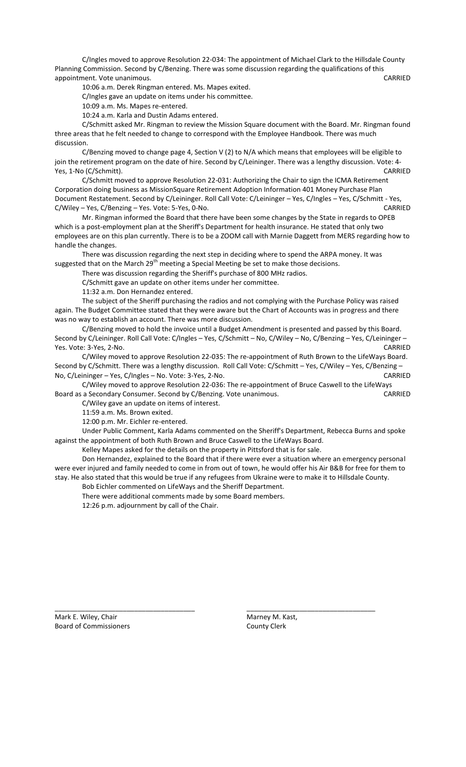C/Ingles moved to approve Resolution 22-034: The appointment of Michael Clark to the Hillsdale County Planning Commission. Second by C/Benzing. There was some discussion regarding the qualifications of this appointment. Vote unanimous. CARRIED

10:06 a.m. Derek Ringman entered. Ms. Mapes exited.

C/Ingles gave an update on items under his committee.

10:09 a.m. Ms. Mapes re-entered.

10:24 a.m. Karla and Dustin Adams entered.

C/Schmitt asked Mr. Ringman to review the Mission Square document with the Board. Mr. Ringman found three areas that he felt needed to change to correspond with the Employee Handbook. There was much discussion.

C/Benzing moved to change page 4, Section V (2) to N/A which means that employees will be eligible to join the retirement program on the date of hire. Second by C/Leininger. There was a lengthy discussion. Vote: 4-Yes, 1-No (C/Schmitt). CARRIED

C/Schmitt moved to approve Resolution 22-031: Authorizing the Chair to sign the ICMA Retirement Corporation doing business as MissionSquare Retirement Adoption Information 401 Money Purchase Plan Document Restatement. Second by C/Leininger. Roll Call Vote: C/Leininger – Yes, C/Ingles – Yes, C/Schmitt - Yes, C/Wiley – Yes, C/Benzing – Yes. Vote: 5-Yes, 0-No. CARRIED

Mr. Ringman informed the Board that there have been some changes by the State in regards to OPEB which is a post-employment plan at the Sheriff's Department for health insurance. He stated that only two employees are on this plan currently. There is to be a ZOOM call with Marnie Daggett from MERS regarding how to handle the changes.

There was discussion regarding the next step in deciding where to spend the ARPA money. It was suggested that on the March 29th meeting a Special Meeting be set to make those decisions.

There was discussion regarding the Sheriff's purchase of 800 MHz radios.

C/Schmitt gave an update on other items under her committee.

11:32 a.m. Don Hernandez entered.

The subject of the Sheriff purchasing the radios and not complying with the Purchase Policy was raised again. The Budget Committee stated that they were aware but the Chart of Accounts was in progress and there was no way to establish an account. There was more discussion.

C/Benzing moved to hold the invoice until a Budget Amendment is presented and passed by this Board. Second by C/Leininger. Roll Call Vote: C/Ingles – Yes, C/Schmitt – No, C/Wiley – No, C/Benzing – Yes, C/Leininger – Yes. Vote: 3-Yes, 2-No. CARRIED

C/Wiley moved to approve Resolution 22-035: The re-appointment of Ruth Brown to the LifeWays Board. Second by C/Schmitt. There was a lengthy discussion. Roll Call Vote: C/Schmitt – Yes, C/Wiley – Yes, C/Benzing – No, C/Leininger – Yes, C/Ingles – No. Vote: 3-Yes, 2-No. CARRIED

C/Wiley moved to approve Resolution 22-036: The re-appointment of Bruce Caswell to the LifeWays Board as a Secondary Consumer. Second by C/Benzing. Vote unanimous. CARRIED

C/Wiley gave an update on items of interest.

11:59 a.m. Ms. Brown exited.

12:00 p.m. Mr. Eichler re-entered.

Under Public Comment, Karla Adams commented on the Sheriff's Department, Rebecca Burns and spoke against the appointment of both Ruth Brown and Bruce Caswell to the LifeWays Board.

Kelley Mapes asked for the details on the property in Pittsford that is for sale.

Don Hernandez, explained to the Board that if there were ever a situation where an emergency personal were ever injured and family needed to come in from out of town, he would offer his Air B&B for free for them to stay. He also stated that this would be true if any refugees from Ukraine were to make it to Hillsdale County.

Bob Eichler commented on LifeWays and the Sheriff Department.

There were additional comments made by some Board members.

12:26 p.m. adjournment by call of the Chair.

\_\_\_\_\_\_\_\_\_\_\_\_\_\_\_\_\_\_\_\_\_\_\_\_\_\_\_\_\_\_\_\_\_\_\_\_
Mark E. Wiley, Chair
Board of Commissioners

\_\_\_\_\_\_\_\_\_\_\_\_\_\_\_\_\_\_\_\_\_\_\_\_\_\_\_\_\_\_\_\_\_\_\_\_
Marney M. Kast,
County Clerk